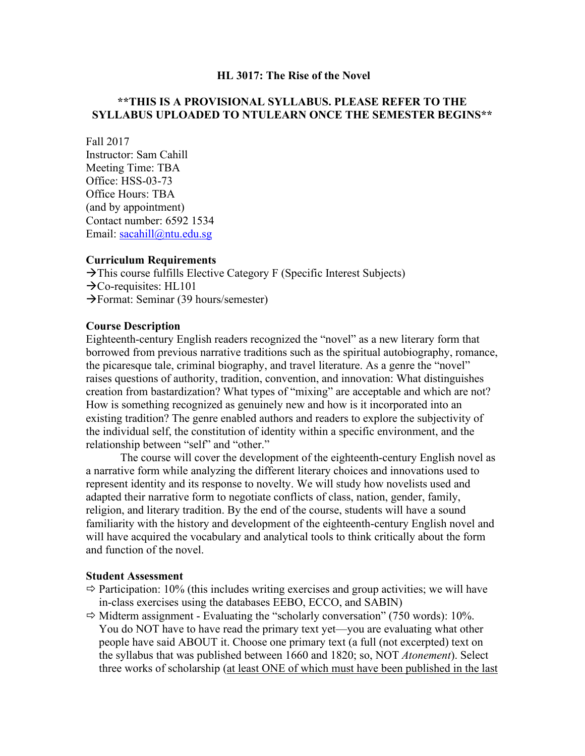# HL 3017: The Rise of the Novel

**\*\*THIS IS A PROVISIONAL SYLLABUS. PLEASE REFER TO THE SYLLABUS UPLOADED TO NTULEARN ONCE THE SEMESTER BEGINS\*\***

Fall 2017
Instructor: Sam Cahill
Meeting Time: TBA
Office: HSS-03-73
Office Hours: TBA
(and by appointment)
Contact number: 6592 1534
Email: sacahill@ntu.edu.sg

**Curriculum Requirements**

→This course fulfills Elective Category F (Specific Interest Subjects)
→Co-requisites: HL101
→Format: Seminar (39 hours/semester)

**Course Description**

Eighteenth-century English readers recognized the "novel" as a new literary form that borrowed from previous narrative traditions such as the spiritual autobiography, romance, the picaresque tale, criminal biography, and travel literature. As a genre the "novel" raises questions of authority, tradition, convention, and innovation: What distinguishes creation from bastardization? What types of "mixing" are acceptable and which are not? How is something recognized as genuinely new and how is it incorporated into an existing tradition? The genre enabled authors and readers to explore the subjectivity of the individual self, the constitution of identity within a specific environment, and the relationship between "self" and "other."

The course will cover the development of the eighteenth-century English novel as a narrative form while analyzing the different literary choices and innovations used to represent identity and its response to novelty. We will study how novelists used and adapted their narrative form to negotiate conflicts of class, nation, gender, family, religion, and literary tradition. By the end of the course, students will have a sound familiarity with the history and development of the eighteenth-century English novel and will have acquired the vocabulary and analytical tools to think critically about the form and function of the novel.

**Student Assessment**

- Participation: 10% (this includes writing exercises and group activities; we will have in-class exercises using the databases EEBO, ECCO, and SABIN)
- Midterm assignment - Evaluating the "scholarly conversation" (750 words): 10%. You do NOT have to have read the primary text yet—you are evaluating what other people have said ABOUT it. Choose one primary text (a full (not excerpted) text on the syllabus that was published between 1660 and 1820; so, NOT *Atonement*). Select three works of scholarship (<u>at least ONE of which must have been published in the last</u>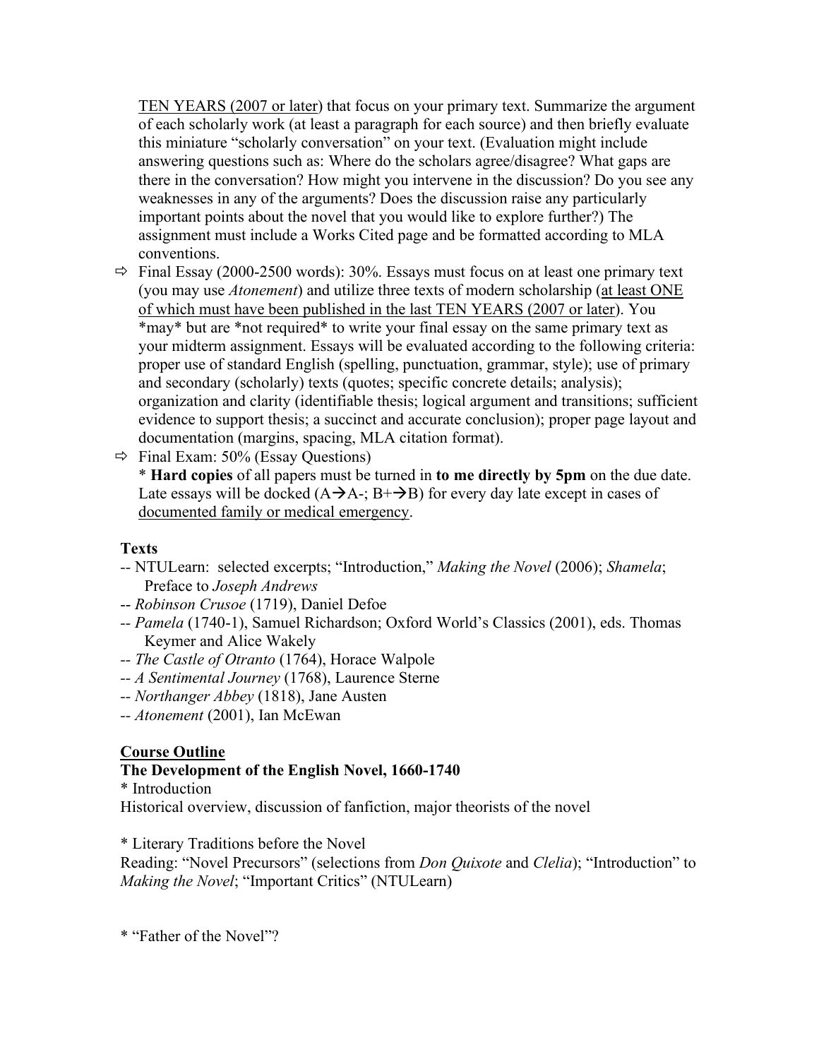TEN YEARS (2007 or later) that focus on your primary text. Summarize the argument of each scholarly work (at least a paragraph for each source) and then briefly evaluate this miniature "scholarly conversation" on your text. (Evaluation might include answering questions such as: Where do the scholars agree/disagree? What gaps are there in the conversation? How might you intervene in the discussion? Do you see any weaknesses in any of the arguments? Does the discussion raise any particularly important points about the novel that you would like to explore further?) The assignment must include a Works Cited page and be formatted according to MLA conventions.

- ⇨ Final Essay (2000-2500 words): 30%. Essays must focus on at least one primary text (you may use *Atonement*) and utilize three texts of modern scholarship (at least ONE of which must have been published in the last TEN YEARS (2007 or later). You \*may\* but are \*not required\* to write your final essay on the same primary text as your midterm assignment. Essays will be evaluated according to the following criteria: proper use of standard English (spelling, punctuation, grammar, style); use of primary and secondary (scholarly) texts (quotes; specific concrete details; analysis); organization and clarity (identifiable thesis; logical argument and transitions; sufficient evidence to support thesis; a succinct and accurate conclusion); proper page layout and documentation (margins, spacing, MLA citation format).
- ⇨ Final Exam: 50% (Essay Questions)

  \* **Hard copies** of all papers must be turned in **to me directly by 5pm** on the due date. Late essays will be docked (A→A-; B+→B) for every day late except in cases of documented family or medical emergency.

**Texts**

-- NTULearn: selected excerpts; "Introduction," *Making the Novel* (2006); *Shamela*; Preface to *Joseph Andrews*
-- *Robinson Crusoe* (1719), Daniel Defoe
-- *Pamela* (1740-1), Samuel Richardson; Oxford World's Classics (2001), eds. Thomas Keymer and Alice Wakely
-- *The Castle of Otranto* (1764), Horace Walpole
-- *A Sentimental Journey* (1768), Laurence Sterne
-- *Northanger Abbey* (1818), Jane Austen
-- *Atonement* (2001), Ian McEwan

**Course Outline**

**The Development of the English Novel, 1660-1740**

\* Introduction
Historical overview, discussion of fanfiction, major theorists of the novel

\* Literary Traditions before the Novel
Reading: "Novel Precursors" (selections from *Don Quixote* and *Clelia*); "Introduction" to *Making the Novel*; "Important Critics" (NTULearn)

\* "Father of the Novel"?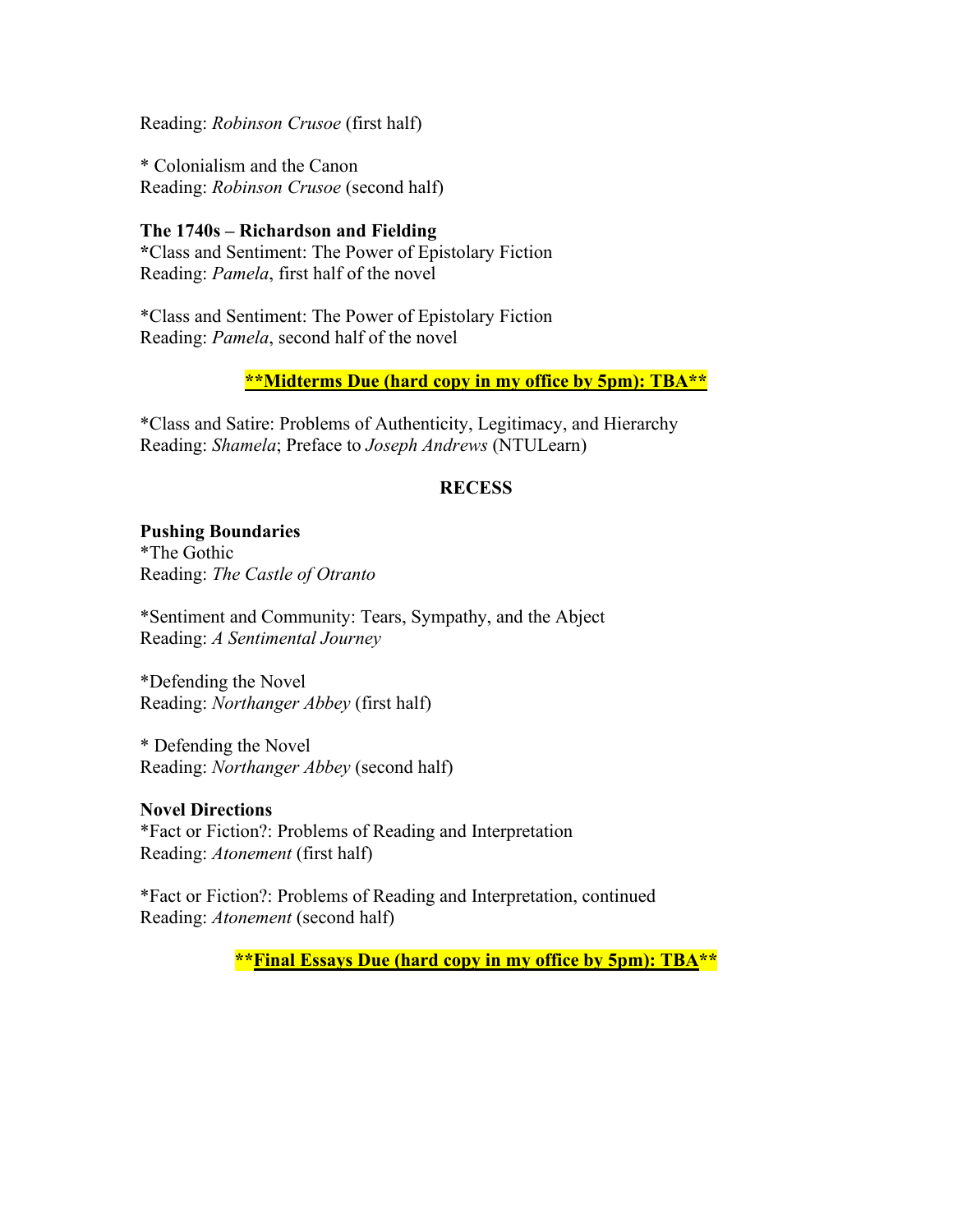Reading: *Robinson Crusoe* (first half)

* Colonialism and the Canon
Reading: *Robinson Crusoe* (second half)

**The 1740s – Richardson and Fielding**
*Class and Sentiment: The Power of Epistolary Fiction
Reading: *Pamela*, first half of the novel

*Class and Sentiment: The Power of Epistolary Fiction
Reading: *Pamela*, second half of the novel

**<u>**Midterms Due (hard copy in my office by 5pm): TBA**</u>**

*Class and Satire: Problems of Authenticity, Legitimacy, and Hierarchy
Reading: *Shamela*; Preface to *Joseph Andrews* (NTULearn)

**RECESS**

**Pushing Boundaries**
*The Gothic
Reading: *The Castle of Otranto*

*Sentiment and Community: Tears, Sympathy, and the Abject
Reading: *A Sentimental Journey*

*Defending the Novel
Reading: *Northanger Abbey* (first half)

* Defending the Novel
Reading: *Northanger Abbey* (second half)

**Novel Directions**
*Fact or Fiction?: Problems of Reading and Interpretation
Reading: *Atonement* (first half)

*Fact or Fiction?: Problems of Reading and Interpretation, continued
Reading: *Atonement* (second half)

****<u>Final Essays Due (hard copy in my office by 5pm): TBA</u>****